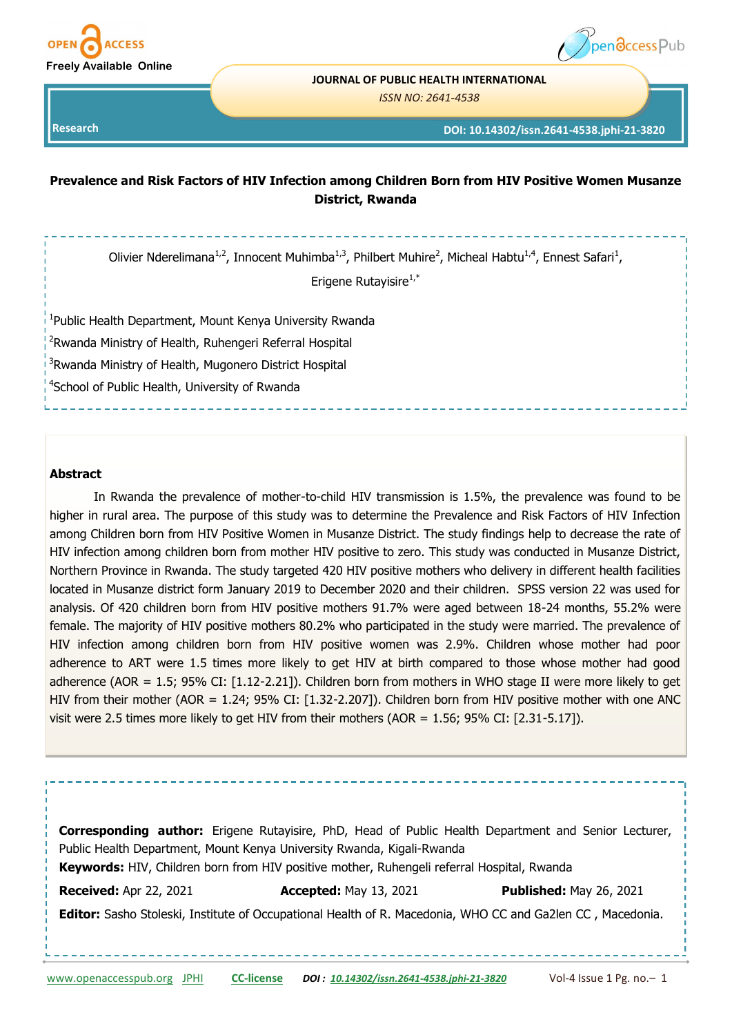Research

# Prevalence and Risk Factors of HIV Infection among Children Born from HIV Positive Women Musanze District, Rwanda

Olivier Nderelimana[1,2], Innocent Muhimba[1,3], Philbert Muhire[2], Micheal Habtu[1,4], Ennest Safari[1], Erigene Rutayisire[1,*]

[1]Public Health Department, Mount Kenya University Rwanda

[2]Rwanda Ministry of Health, Ruhengeri Referral Hospital

[3]Rwanda Ministry of Health, Mugonero District Hospital

[4]School of Public Health, University of Rwanda

## Abstract

In Rwanda the prevalence of mother-to-child HIV transmission is 1.5%, the prevalence was found to be higher in rural area. The purpose of this study was to determine the Prevalence and Risk Factors of HIV Infection among Children born from HIV Positive Women in Musanze District. The study findings help to decrease the rate of HIV infection among children born from mother HIV positive to zero. This study was conducted in Musanze District, Northern Province in Rwanda. The study targeted 420 HIV positive mothers who delivery in different health facilities located in Musanze district form January 2019 to December 2020 and their children. SPSS version 22 was used for analysis. Of 420 children born from HIV positive mothers 91.7% were aged between 18-24 months, 55.2% were female. The majority of HIV positive mothers 80.2% who participated in the study were married. The prevalence of HIV infection among children born from HIV positive women was 2.9%. Children whose mother had poor adherence to ART were 1.5 times more likely to get HIV at birth compared to those whose mother had good adherence (AOR = 1.5; 95% CI: [1.12-2.21]). Children born from mothers in WHO stage II were more likely to get HIV from their mother (AOR = 1.24; 95% CI: [1.32-2.207]). Children born from HIV positive mother with one ANC visit were 2.5 times more likely to get HIV from their mothers (AOR = 1.56; 95% CI: [2.31-5.17]).

**Corresponding author:** Erigene Rutayisire, PhD, Head of Public Health Department and Senior Lecturer, Public Health Department, Mount Kenya University Rwanda, Kigali-Rwanda

**Keywords:** HIV, Children born from HIV positive mother, Ruhengeli referral Hospital, Rwanda

**Received:** Apr 22, 2021 **Accepted:** May 13, 2021 **Published:** May 26, 2021

**Editor:** Sasho Stoleski, Institute of Occupational Health of R. Macedonia, WHO CC and Ga2len CC , Macedonia.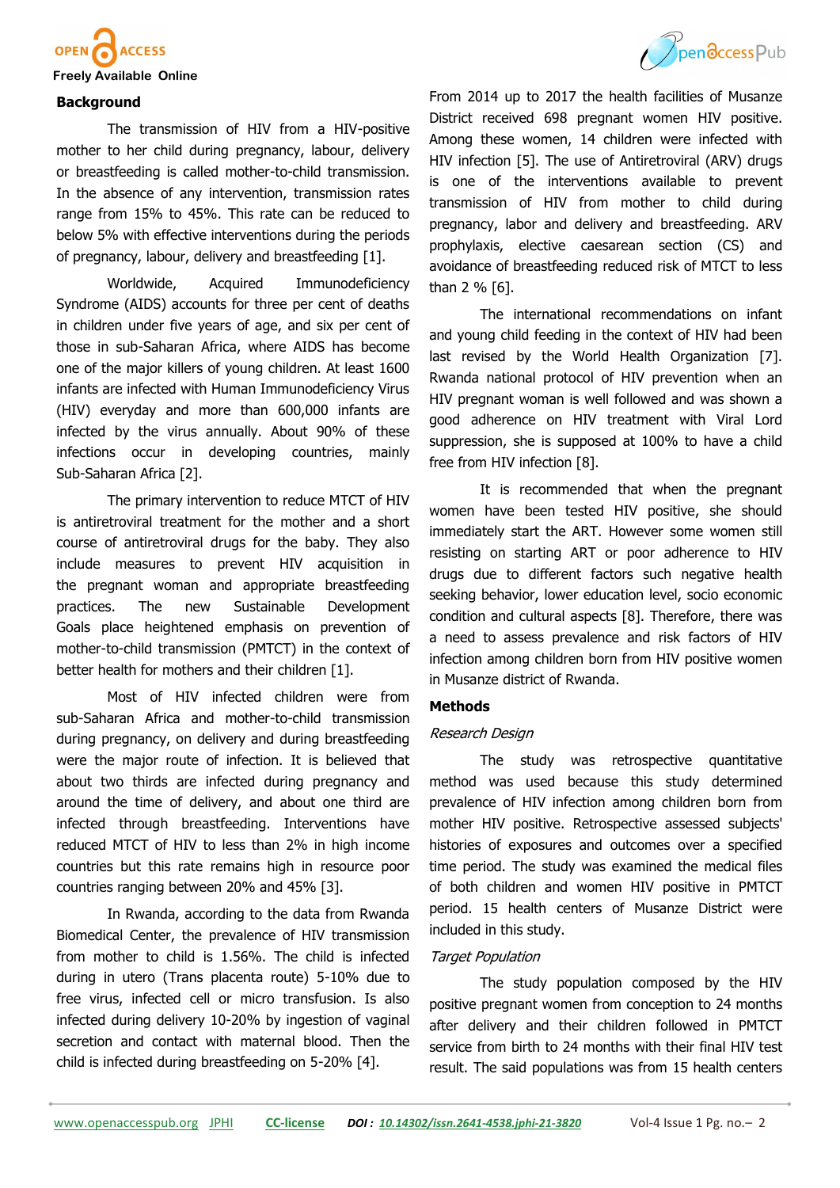## Background

The transmission of HIV from a HIV-positive mother to her child during pregnancy, labour, delivery or breastfeeding is called mother-to-child transmission. In the absence of any intervention, transmission rates range from 15% to 45%. This rate can be reduced to below 5% with effective interventions during the periods of pregnancy, labour, delivery and breastfeeding [1].

Worldwide, Acquired Immunodeficiency Syndrome (AIDS) accounts for three per cent of deaths in children under five years of age, and six per cent of those in sub-Saharan Africa, where AIDS has become one of the major killers of young children. At least 1600 infants are infected with Human Immunodeficiency Virus (HIV) everyday and more than 600,000 infants are infected by the virus annually. About 90% of these infections occur in developing countries, mainly Sub-Saharan Africa [2].

The primary intervention to reduce MTCT of HIV is antiretroviral treatment for the mother and a short course of antiretroviral drugs for the baby. They also include measures to prevent HIV acquisition in the pregnant woman and appropriate breastfeeding practices. The new Sustainable Development Goals place heightened emphasis on prevention of mother-to-child transmission (PMTCT) in the context of better health for mothers and their children [1].

Most of HIV infected children were from sub-Saharan Africa and mother-to-child transmission during pregnancy, on delivery and during breastfeeding were the major route of infection. It is believed that about two thirds are infected during pregnancy and around the time of delivery, and about one third are infected through breastfeeding. Interventions have reduced MTCT of HIV to less than 2% in high income countries but this rate remains high in resource poor countries ranging between 20% and 45% [3].

In Rwanda, according to the data from Rwanda Biomedical Center, the prevalence of HIV transmission from mother to child is 1.56%. The child is infected during in utero (Trans placenta route) 5-10% due to free virus, infected cell or micro transfusion. Is also infected during delivery 10-20% by ingestion of vaginal secretion and contact with maternal blood. Then the child is infected during breastfeeding on 5-20% [4].

From 2014 up to 2017 the health facilities of Musanze District received 698 pregnant women HIV positive. Among these women, 14 children were infected with HIV infection [5]. The use of Antiretroviral (ARV) drugs is one of the interventions available to prevent transmission of HIV from mother to child during pregnancy, labor and delivery and breastfeeding. ARV prophylaxis, elective caesarean section (CS) and avoidance of breastfeeding reduced risk of MTCT to less than 2 % [6].

The international recommendations on infant and young child feeding in the context of HIV had been last revised by the World Health Organization [7]. Rwanda national protocol of HIV prevention when an HIV pregnant woman is well followed and was shown a good adherence on HIV treatment with Viral Lord suppression, she is supposed at 100% to have a child free from HIV infection [8].

It is recommended that when the pregnant women have been tested HIV positive, she should immediately start the ART. However some women still resisting on starting ART or poor adherence to HIV drugs due to different factors such negative health seeking behavior, lower education level, socio economic condition and cultural aspects [8]. Therefore, there was a need to assess prevalence and risk factors of HIV infection among children born from HIV positive women in Musanze district of Rwanda.

## Methods

### *Research Design*

The study was retrospective quantitative method was used because this study determined prevalence of HIV infection among children born from mother HIV positive. Retrospective assessed subjects' histories of exposures and outcomes over a specified time period. The study was examined the medical files of both children and women HIV positive in PMTCT period. 15 health centers of Musanze District were included in this study.

### *Target Population*

The study population composed by the HIV positive pregnant women from conception to 24 months after delivery and their children followed in PMTCT service from birth to 24 months with their final HIV test result. The said populations was from 15 health centers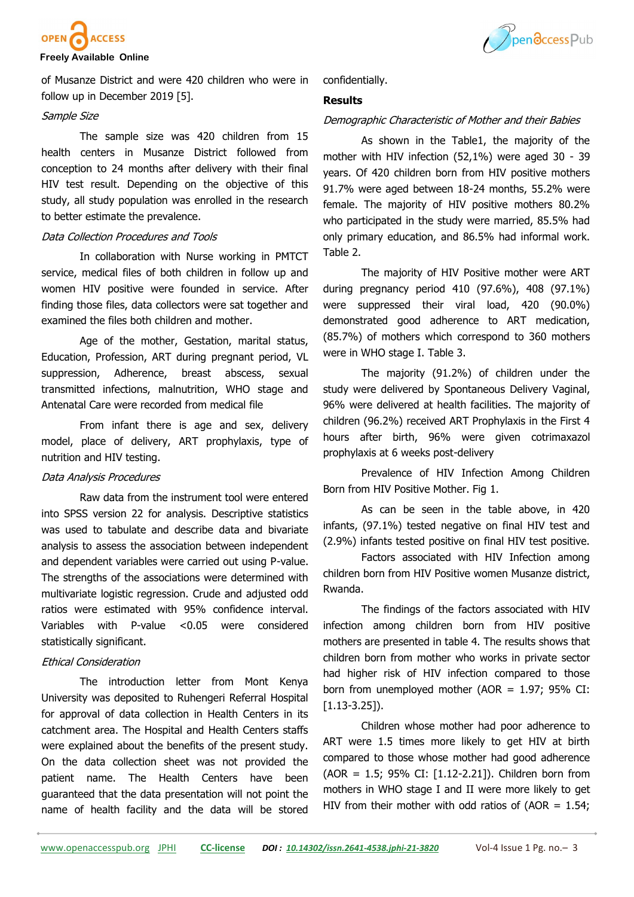of Musanze District and were 420 children who were in follow up in December 2019 [5].

*Sample Size*

The sample size was 420 children from 15 health centers in Musanze District followed from conception to 24 months after delivery with their final HIV test result. Depending on the objective of this study, all study population was enrolled in the research to better estimate the prevalence.

*Data Collection Procedures and Tools*

In collaboration with Nurse working in PMTCT service, medical files of both children in follow up and women HIV positive were founded in service. After finding those files, data collectors were sat together and examined the files both children and mother.

Age of the mother, Gestation, marital status, Education, Profession, ART during pregnant period, VL suppression, Adherence, breast abscess, sexual transmitted infections, malnutrition, WHO stage and Antenatal Care were recorded from medical file

From infant there is age and sex, delivery model, place of delivery, ART prophylaxis, type of nutrition and HIV testing.

*Data Analysis Procedures*

Raw data from the instrument tool were entered into SPSS version 22 for analysis. Descriptive statistics was used to tabulate and describe data and bivariate analysis to assess the association between independent and dependent variables were carried out using P-value. The strengths of the associations were determined with multivariate logistic regression. Crude and adjusted odd ratios were estimated with 95% confidence interval. Variables with P-value <0.05 were considered statistically significant.

*Ethical Consideration*

The introduction letter from Mont Kenya University was deposited to Ruhengeri Referral Hospital for approval of data collection in Health Centers in its catchment area. The Hospital and Health Centers staffs were explained about the benefits of the present study. On the data collection sheet was not provided the patient name. The Health Centers have been guaranteed that the data presentation will not point the name of health facility and the data will be stored confidentially.

## Results

*Demographic Characteristic of Mother and their Babies*

As shown in the Table1, the majority of the mother with HIV infection (52,1%) were aged 30 - 39 years. Of 420 children born from HIV positive mothers 91.7% were aged between 18-24 months, 55.2% were female. The majority of HIV positive mothers 80.2% who participated in the study were married, 85.5% had only primary education, and 86.5% had informal work. Table 2.

The majority of HIV Positive mother were ART during pregnancy period 410 (97.6%), 408 (97.1%) were suppressed their viral load, 420 (90.0%) demonstrated good adherence to ART medication, (85.7%) of mothers which correspond to 360 mothers were in WHO stage I. Table 3.

The majority (91.2%) of children under the study were delivered by Spontaneous Delivery Vaginal, 96% were delivered at health facilities. The majority of children (96.2%) received ART Prophylaxis in the First 4 hours after birth, 96% were given cotrimaxazol prophylaxis at 6 weeks post-delivery

Prevalence of HIV Infection Among Children Born from HIV Positive Mother. Fig 1.

As can be seen in the table above, in 420 infants, (97.1%) tested negative on final HIV test and (2.9%) infants tested positive on final HIV test positive.

Factors associated with HIV Infection among children born from HIV Positive women Musanze district, Rwanda.

The findings of the factors associated with HIV infection among children born from HIV positive mothers are presented in table 4. The results shows that children born from mother who works in private sector had higher risk of HIV infection compared to those born from unemployed mother (AOR = 1.97; 95% CI: [1.13-3.25]).

Children whose mother had poor adherence to ART were 1.5 times more likely to get HIV at birth compared to those whose mother had good adherence (AOR = 1.5; 95% CI: [1.12-2.21]). Children born from mothers in WHO stage I and II were more likely to get HIV from their mother with odd ratios of (AOR = 1.54;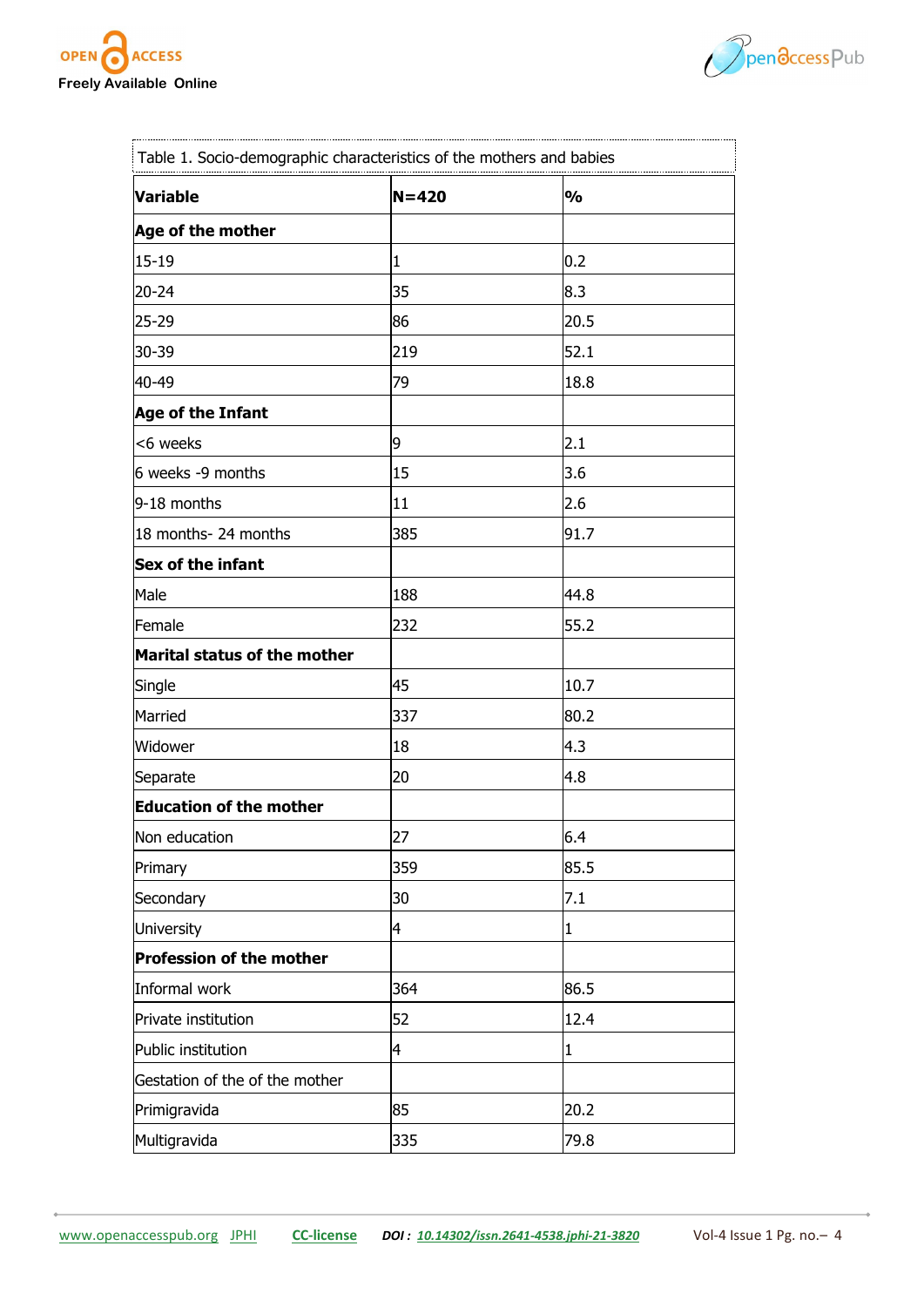Table 1. Socio-demographic characteristics of the mothers and babies

| Variable | N=420 | % |
|---|---|---|
| **Age of the mother** | | |
| 15-19 | 1 | 0.2 |
| 20-24 | 35 | 8.3 |
| 25-29 | 86 | 20.5 |
| 30-39 | 219 | 52.1 |
| 40-49 | 79 | 18.8 |
| **Age of the Infant** | | |
| <6 weeks | 9 | 2.1 |
| 6 weeks -9 months | 15 | 3.6 |
| 9-18 months | 11 | 2.6 |
| 18 months- 24 months | 385 | 91.7 |
| **Sex of the infant** | | |
| Male | 188 | 44.8 |
| Female | 232 | 55.2 |
| **Marital status of the mother** | | |
| Single | 45 | 10.7 |
| Married | 337 | 80.2 |
| Widower | 18 | 4.3 |
| Separate | 20 | 4.8 |
| **Education of the mother** | | |
| Non education | 27 | 6.4 |
| Primary | 359 | 85.5 |
| Secondary | 30 | 7.1 |
| University | 4 | 1 |
| **Profession of the mother** | | |
| Informal work | 364 | 86.5 |
| Private institution | 52 | 12.4 |
| Public institution | 4 | 1 |
| Gestation of the of the mother | | |
| Primigravida | 85 | 20.2 |
| Multigravida | 335 | 79.8 |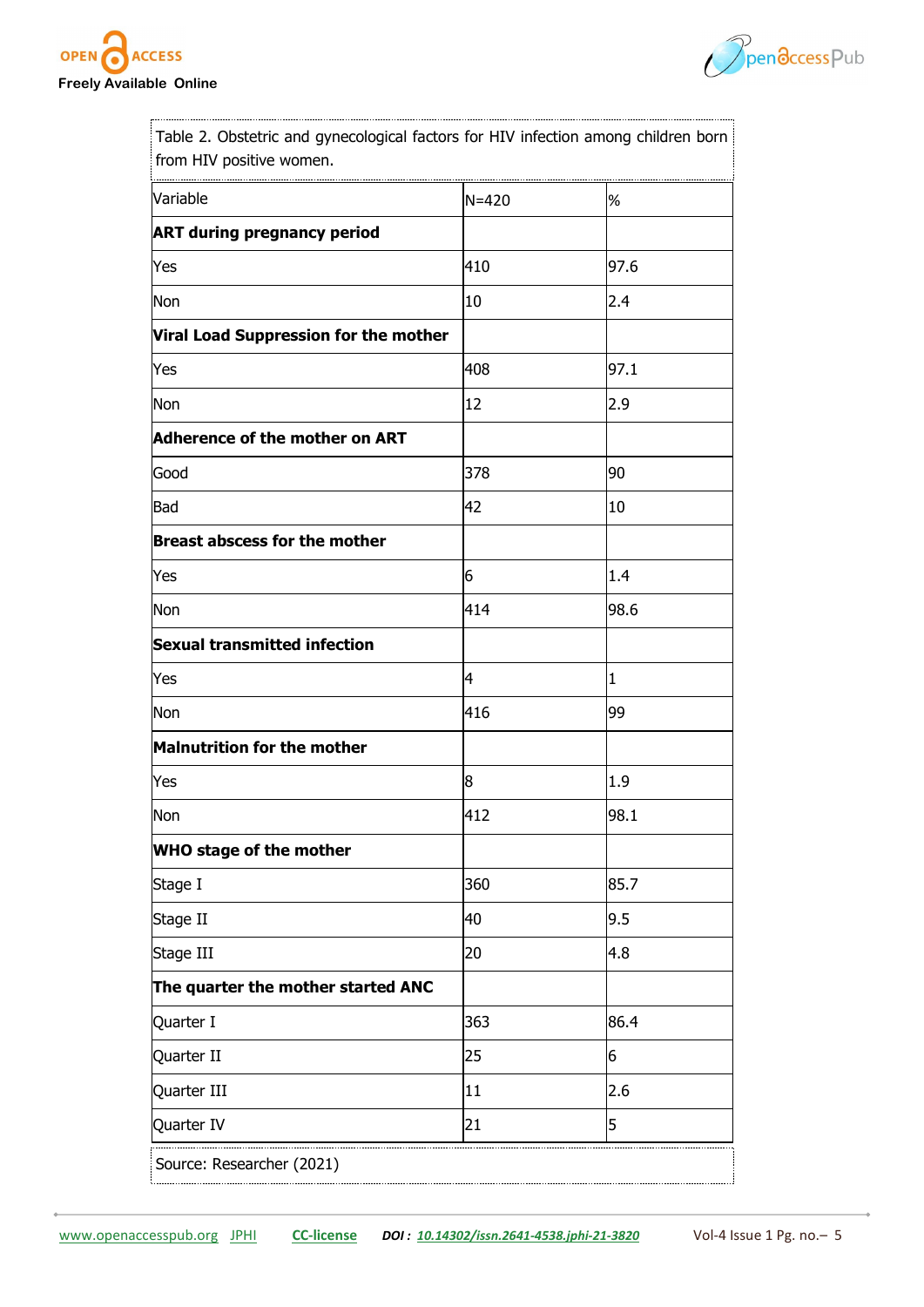Table 2. Obstetric and gynecological factors for HIV infection among children born from HIV positive women.

| Variable | N=420 | % |
|---|---|---|
| **ART during pregnancy period** | | |
| Yes | 410 | 97.6 |
| Non | 10 | 2.4 |
| **Viral Load Suppression for the mother** | | |
| Yes | 408 | 97.1 |
| Non | 12 | 2.9 |
| **Adherence of the mother on ART** | | |
| Good | 378 | 90 |
| Bad | 42 | 10 |
| **Breast abscess for the mother** | | |
| Yes | 6 | 1.4 |
| Non | 414 | 98.6 |
| **Sexual transmitted infection** | | |
| Yes | 4 | 1 |
| Non | 416 | 99 |
| **Malnutrition for the mother** | | |
| Yes | 8 | 1.9 |
| Non | 412 | 98.1 |
| **WHO stage of the mother** | | |
| Stage I | 360 | 85.7 |
| Stage II | 40 | 9.5 |
| Stage III | 20 | 4.8 |
| **The quarter the mother started ANC** | | |
| Quarter I | 363 | 86.4 |
| Quarter II | 25 | 6 |
| Quarter III | 11 | 2.6 |
| Quarter IV | 21 | 5 |

Source: Researcher (2021)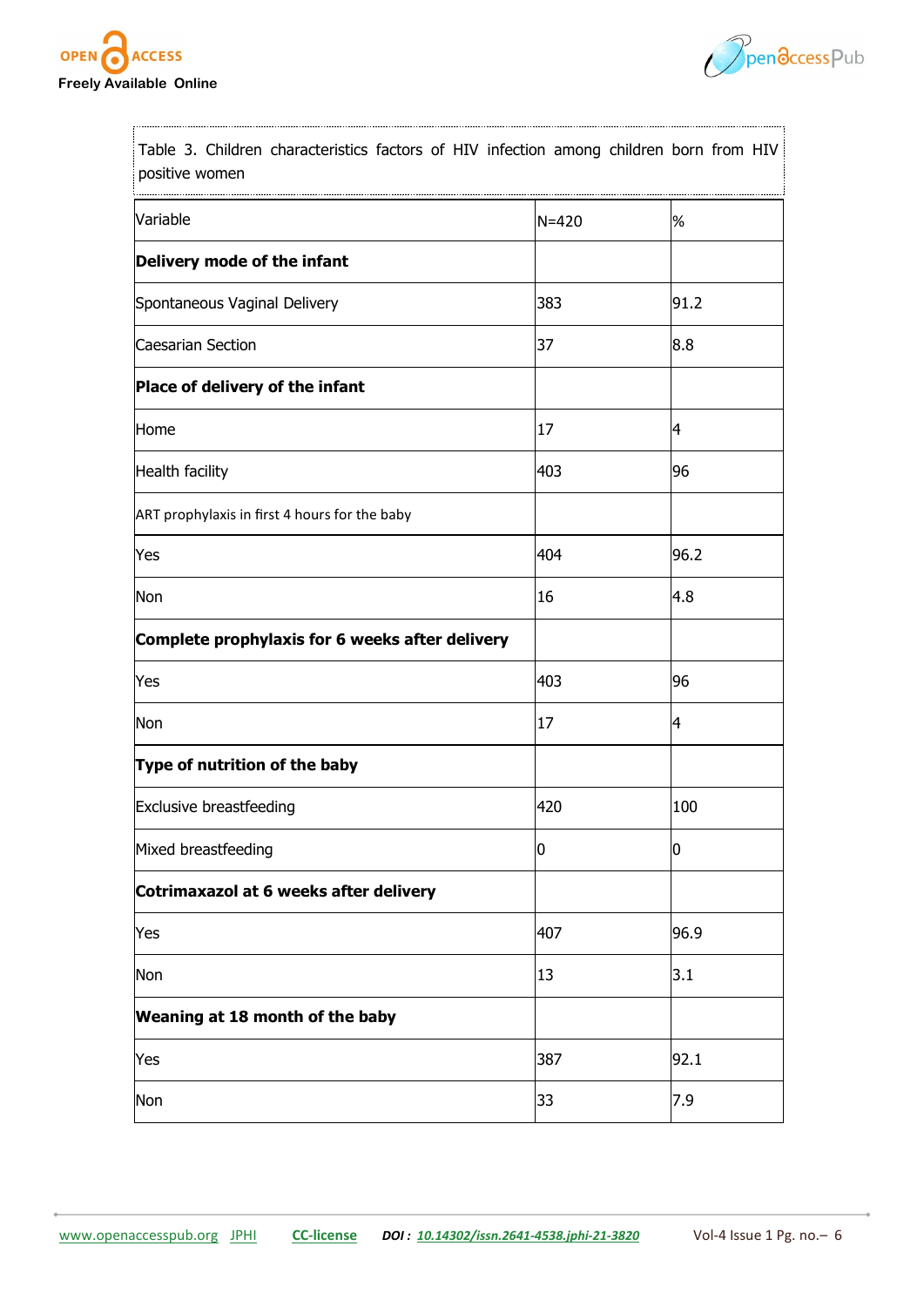Table 3. Children characteristics factors of HIV infection among children born from HIV positive women

| Variable | N=420 | % |
|---|---|---|
| **Delivery mode of the infant** | | |
| Spontaneous Vaginal Delivery | 383 | 91.2 |
| Caesarian Section | 37 | 8.8 |
| **Place of delivery of the infant** | | |
| Home | 17 | 4 |
| Health facility | 403 | 96 |
| ART prophylaxis in first 4 hours for the baby | | |
| Yes | 404 | 96.2 |
| Non | 16 | 4.8 |
| **Complete prophylaxis for 6 weeks after delivery** | | |
| Yes | 403 | 96 |
| Non | 17 | 4 |
| **Type of nutrition of the baby** | | |
| Exclusive breastfeeding | 420 | 100 |
| Mixed breastfeeding | 0 | 0 |
| **Cotrimaxazol at 6 weeks after delivery** | | |
| Yes | 407 | 96.9 |
| Non | 13 | 3.1 |
| **Weaning at 18 month of the baby** | | |
| Yes | 387 | 92.1 |
| Non | 33 | 7.9 |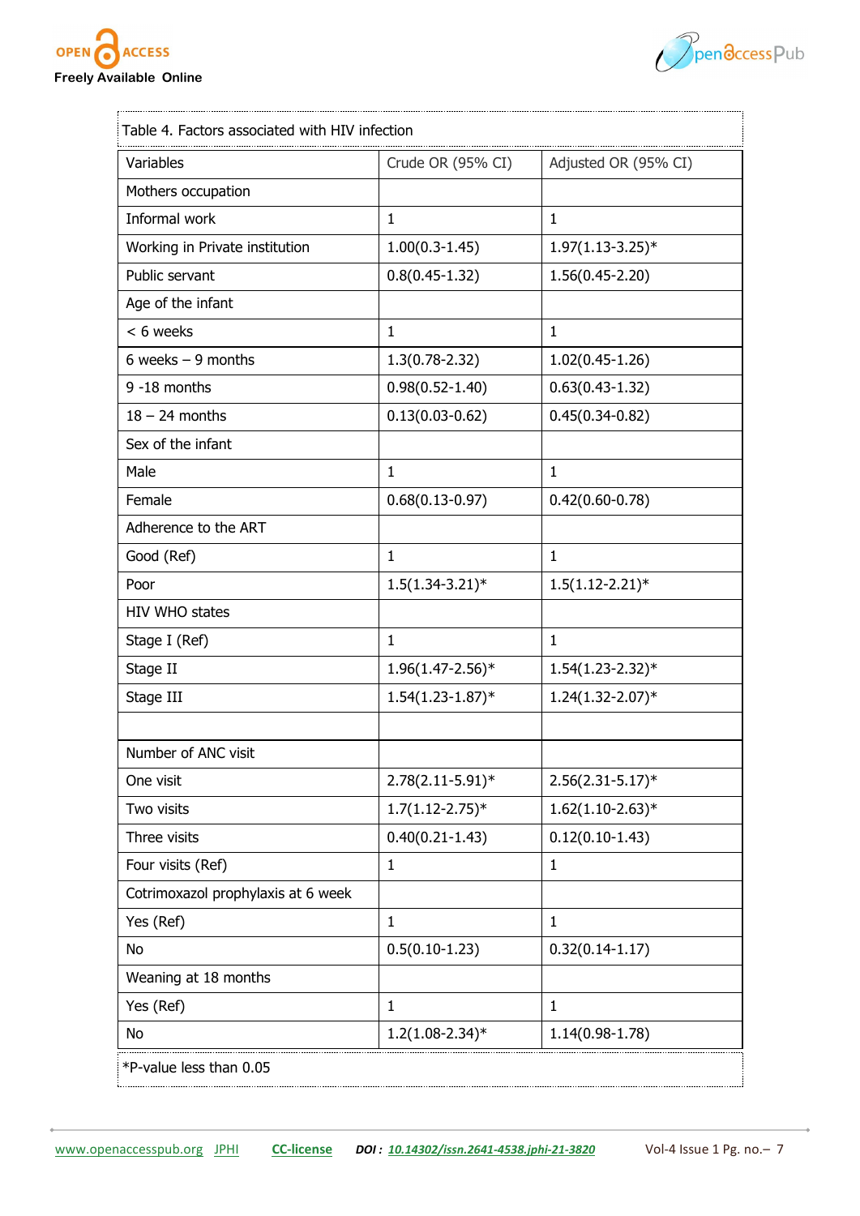Table 4. Factors associated with HIV infection

| Variables | Crude OR (95% CI) | Adjusted OR (95% CI) |
|---|---|---|
| Mothers occupation | | |
| Informal work | 1 | 1 |
| Working in Private institution | 1.00(0.3-1.45) | 1.97(1.13-3.25)* |
| Public servant | 0.8(0.45-1.32) | 1.56(0.45-2.20) |
| Age of the infant | | |
| < 6 weeks | 1 | 1 |
| 6 weeks – 9 months | 1.3(0.78-2.32) | 1.02(0.45-1.26) |
| 9 -18 months | 0.98(0.52-1.40) | 0.63(0.43-1.32) |
| 18 – 24 months | 0.13(0.03-0.62) | 0.45(0.34-0.82) |
| Sex of the infant | | |
| Male | 1 | 1 |
| Female | 0.68(0.13-0.97) | 0.42(0.60-0.78) |
| Adherence to the ART | | |
| Good (Ref) | 1 | 1 |
| Poor | 1.5(1.34-3.21)* | 1.5(1.12-2.21)* |
| HIV WHO states | | |
| Stage I (Ref) | 1 | 1 |
| Stage II | 1.96(1.47-2.56)* | 1.54(1.23-2.32)* |
| Stage III | 1.54(1.23-1.87)* | 1.24(1.32-2.07)* |
| | | |
| Number of ANC visit | | |
| One visit | 2.78(2.11-5.91)* | 2.56(2.31-5.17)* |
| Two visits | 1.7(1.12-2.75)* | 1.62(1.10-2.63)* |
| Three visits | 0.40(0.21-1.43) | 0.12(0.10-1.43) |
| Four visits (Ref) | 1 | 1 |
| Cotrimoxazol prophylaxis at 6 week | | |
| Yes (Ref) | 1 | 1 |
| No | 0.5(0.10-1.23) | 0.32(0.14-1.17) |
| Weaning at 18 months | | |
| Yes (Ref) | 1 | 1 |
| No | 1.2(1.08-2.34)* | 1.14(0.98-1.78) |

*P-value less than 0.05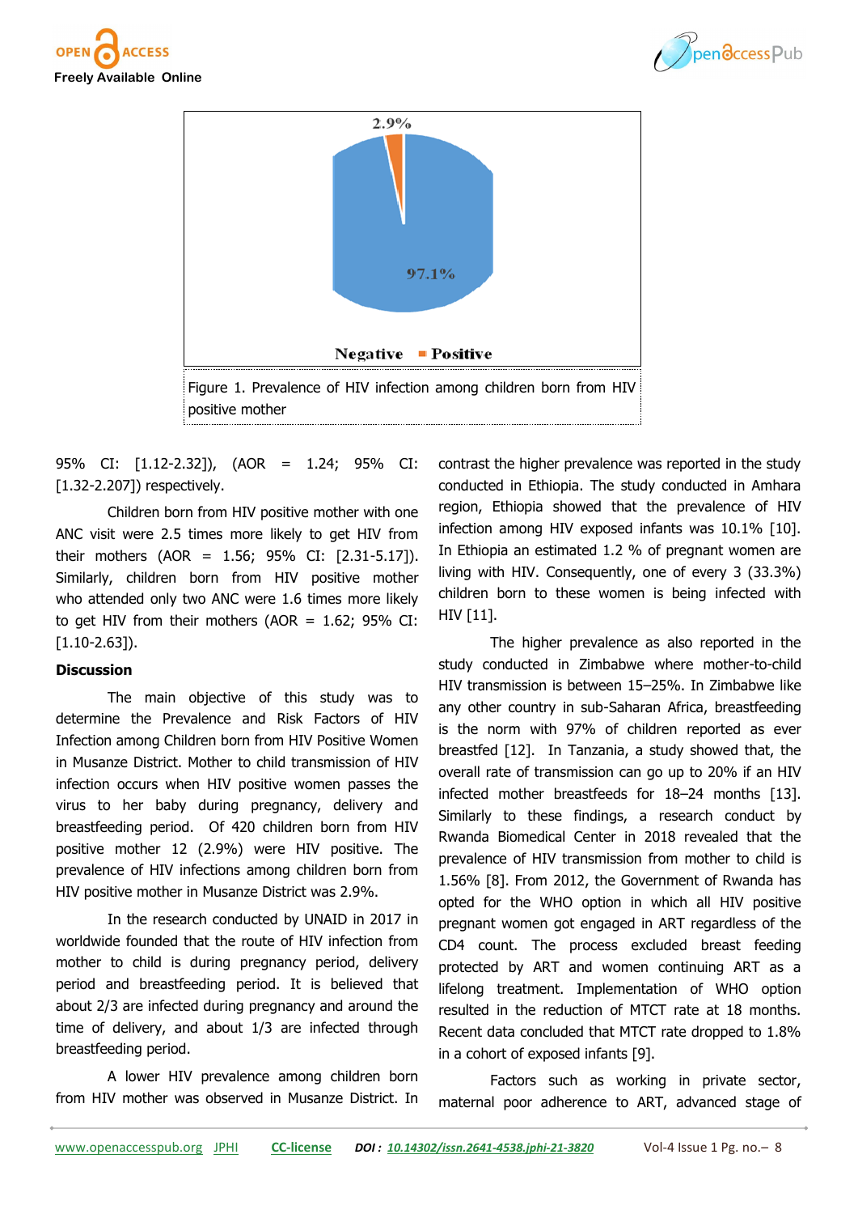2.9%

97.1%

Negative ■ Positive

Figure 1. Prevalence of HIV infection among children born from HIV positive mother

95% CI: [1.12-2.32]), (AOR = 1.24; 95% CI: [1.32-2.207]) respectively.

Children born from HIV positive mother with one ANC visit were 2.5 times more likely to get HIV from their mothers (AOR = 1.56; 95% CI: [2.31-5.17]). Similarly, children born from HIV positive mother who attended only two ANC were 1.6 times more likely to get HIV from their mothers (AOR = 1.62; 95% CI: [1.10-2.63]).

**Discussion**

The main objective of this study was to determine the Prevalence and Risk Factors of HIV Infection among Children born from HIV Positive Women in Musanze District. Mother to child transmission of HIV infection occurs when HIV positive women passes the virus to her baby during pregnancy, delivery and breastfeeding period. Of 420 children born from HIV positive mother 12 (2.9%) were HIV positive. The prevalence of HIV infections among children born from HIV positive mother in Musanze District was 2.9%.

In the research conducted by UNAID in 2017 in worldwide founded that the route of HIV infection from mother to child is during pregnancy period, delivery period and breastfeeding period. It is believed that about 2/3 are infected during pregnancy and around the time of delivery, and about 1/3 are infected through breastfeeding period.

A lower HIV prevalence among children born from HIV mother was observed in Musanze District. In contrast the higher prevalence was reported in the study conducted in Ethiopia. The study conducted in Amhara region, Ethiopia showed that the prevalence of HIV infection among HIV exposed infants was 10.1% [10]. In Ethiopia an estimated 1.2 % of pregnant women are living with HIV. Consequently, one of every 3 (33.3%) children born to these women is being infected with HIV [11].

The higher prevalence as also reported in the study conducted in Zimbabwe where mother-to-child HIV transmission is between 15–25%. In Zimbabwe like any other country in sub-Saharan Africa, breastfeeding is the norm with 97% of children reported as ever breastfed [12]. In Tanzania, a study showed that, the overall rate of transmission can go up to 20% if an HIV infected mother breastfeeds for 18–24 months [13]. Similarly to these findings, a research conduct by Rwanda Biomedical Center in 2018 revealed that the prevalence of HIV transmission from mother to child is 1.56% [8]. From 2012, the Government of Rwanda has opted for the WHO option in which all HIV positive pregnant women got engaged in ART regardless of the CD4 count. The process excluded breast feeding protected by ART and women continuing ART as a lifelong treatment. Implementation of WHO option resulted in the reduction of MTCT rate at 18 months. Recent data concluded that MTCT rate dropped to 1.8% in a cohort of exposed infants [9].

Factors such as working in private sector, maternal poor adherence to ART, advanced stage of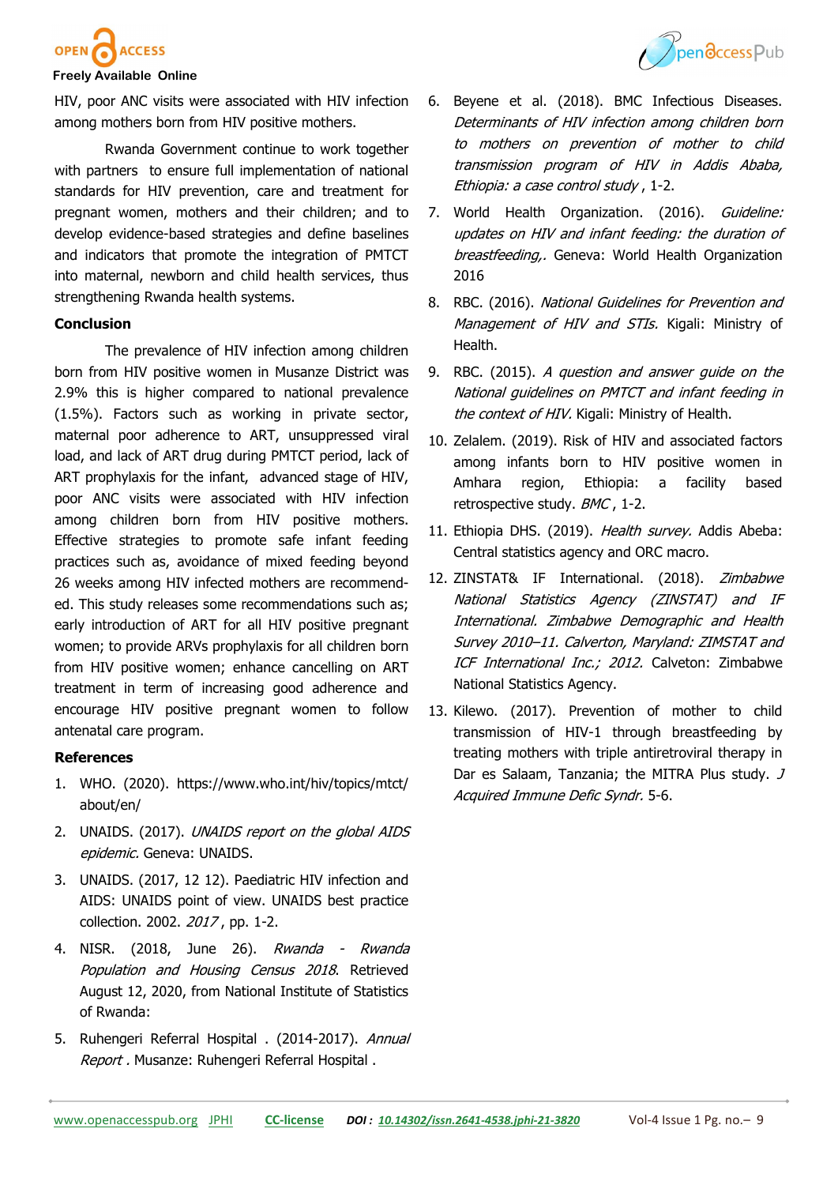HIV, poor ANC visits were associated with HIV infection among mothers born from HIV positive mothers.

Rwanda Government continue to work together with partners to ensure full implementation of national standards for HIV prevention, care and treatment for pregnant women, mothers and their children; and to develop evidence-based strategies and define baselines and indicators that promote the integration of PMTCT into maternal, newborn and child health services, thus strengthening Rwanda health systems.

## Conclusion

The prevalence of HIV infection among children born from HIV positive women in Musanze District was 2.9% this is higher compared to national prevalence (1.5%). Factors such as working in private sector, maternal poor adherence to ART, unsuppressed viral load, and lack of ART drug during PMTCT period, lack of ART prophylaxis for the infant, advanced stage of HIV, poor ANC visits were associated with HIV infection among children born from HIV positive mothers. Effective strategies to promote safe infant feeding practices such as, avoidance of mixed feeding beyond 26 weeks among HIV infected mothers are recommended. This study releases some recommendations such as; early introduction of ART for all HIV positive pregnant women; to provide ARVs prophylaxis for all children born from HIV positive women; enhance cancelling on ART treatment in term of increasing good adherence and encourage HIV positive pregnant women to follow antenatal care program.

## References

1. WHO. (2020). https://www.who.int/hiv/topics/mtct/about/en/
2. UNAIDS. (2017). *UNAIDS report on the global AIDS epidemic.* Geneva: UNAIDS.
3. UNAIDS. (2017, 12 12). Paediatric HIV infection and AIDS: UNAIDS point of view. UNAIDS best practice collection. 2002. *2017*, pp. 1-2.
4. NISR. (2018, June 26). *Rwanda - Rwanda Population and Housing Census 2018.* Retrieved August 12, 2020, from National Institute of Statistics of Rwanda:
5. Ruhengeri Referral Hospital . (2014-2017). *Annual Report .* Musanze: Ruhengeri Referral Hospital .
6. Beyene et al. (2018). BMC Infectious Diseases. *Determinants of HIV infection among children born to mothers on prevention of mother to child transmission program of HIV in Addis Ababa, Ethiopia: a case control study* , 1-2.
7. World Health Organization. (2016). *Guideline: updates on HIV and infant feeding: the duration of breastfeeding,.* Geneva: World Health Organization 2016
8. RBC. (2016). *National Guidelines for Prevention and Management of HIV and STIs.* Kigali: Ministry of Health.
9. RBC. (2015). *A question and answer guide on the National guidelines on PMTCT and infant feeding in the context of HIV.* Kigali: Ministry of Health.
10. Zelalem. (2019). Risk of HIV and associated factors among infants born to HIV positive women in Amhara region, Ethiopia: a facility based retrospective study. *BMC* , 1-2.
11. Ethiopia DHS. (2019). *Health survey.* Addis Abeba: Central statistics agency and ORC macro.
12. ZINSTAT& IF International. (2018). *Zimbabwe National Statistics Agency (ZINSTAT) and IF International. Zimbabwe Demographic and Health Survey 2010–11. Calverton, Maryland: ZIMSTAT and ICF International Inc.; 2012.* Calveton: Zimbabwe National Statistics Agency.
13. Kilewo. (2017). Prevention of mother to child transmission of HIV-1 through breastfeeding by treating mothers with triple antiretroviral therapy in Dar es Salaam, Tanzania; the MITRA Plus study. *J Acquired Immune Defic Syndr.* 5-6.